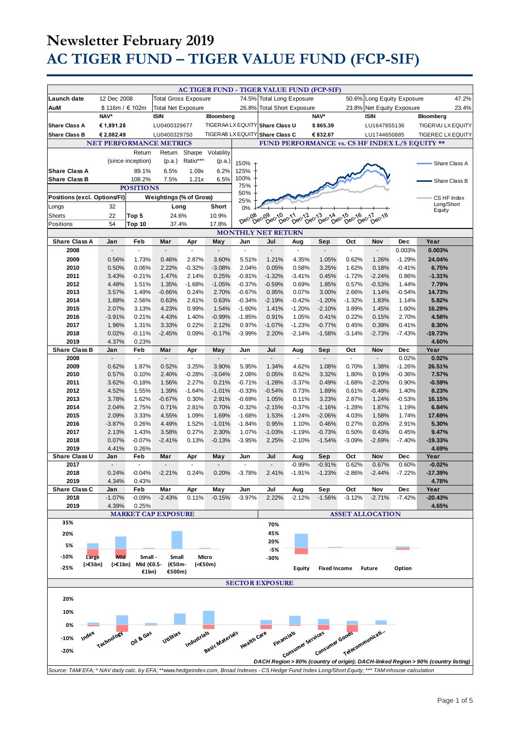# Newsletter February 2019

# AC TIGER FUND – TIGER VALUE FUND (FCP-SIF)

## AC TIGER FUND - TIGER VALUE FUND (FCP-SIF)

| | | | | | | |
|---|---|---|---|---|---|---|
| Launch date | 12 Dec 2008 | Total Gross Exposure | 74.5% | Total Long Exposure | 50.6% | Long Equity Exposure | 47.2% |
| AuM | $ 116m / € 102m | Total Net Exposure | 26.8% | Total Short Exposure | 23.8% | Net Equity Exposure | 23.4% |

| | NAV* | ISIN | Bloomberg | | NAV* | ISIN | Bloomberg |
|---|---|---|---|---|---|---|---|
| Share Class A | € 1,891.28 | LU0400329677 | TIGERAA LX EQUITY | Share Class U | $ 865.39 | LU1647855136 | TIGERVU LX EQUITY |
| Share Class B | € 2,082.49 | LU0400329750 | TIGERAB LX EQUITY | Share Class C | € 832.67 | LU1744650885 | TIGEREC LX EQUITY |

### NET PERFORMANCE METRICS

| | Return (since inception) | Return (p.a.) | Sharpe Ratio*** | Volatility (p.a.) |
|---|---|---|---|---|
| Share Class A | 89.1% | 6.5% | 1.09x | 6.2% |
| Share Class B | 108.2% | 7.5% | 1.21x | 6.5% |

### POSITIONS

| Positions (excl. Options/FI) | | Weightings (% of Gross) | Long | Short |
|---|---|---|---|---|
| Longs | 32 | | | |
| Shorts | 22 | Top 5 | 24.6% | 10.9% |
| Positions | 54 | Top 10 | 37.4% | 17.8% |

### FUND PERFORMANCE vs. CS HF INDEX L/S EQUITY **

Chart legend: Share Class A; Share Class B; CS HF Index Long/Short Equity. Y-axis: 0% – 150%; X-axis: Dec-08 to Dec-18.

### MONTHLY NET RETURN

| Share Class A | Jan | Feb | Mar | Apr | May | Jun | Jul | Aug | Sep | Oct | Nov | Dec | Year |
|---|---|---|---|---|---|---|---|---|---|---|---|---|---|
| 2008 | - | - | - | - | - | - | - | - | - | - | - | 0.003% | **0.003%** |
| 2009 | 0.56% | 1.73% | 0.46% | 2.87% | 3.60% | 5.51% | 1.21% | 4.35% | 1.05% | 0.62% | 1.26% | -1.29% | **24.04%** |
| 2010 | 0.50% | 0.06% | 2.22% | -0.32% | -3.08% | 2.04% | 0.05% | 0.58% | 3.25% | 1.62% | 0.18% | -0.41% | **6.75%** |
| 2011 | 3.43% | -0.21% | 1.47% | 2.14% | 0.25% | -0.81% | -1.32% | -3.41% | 0.45% | -1.72% | -2.24% | 0.86% | **-1.31%** |
| 2012 | 4.48% | 1.51% | 1.35% | -1.68% | -1.05% | -0.37% | -0.59% | 0.69% | 1.85% | 0.57% | -0.53% | 1.44% | **7.79%** |
| 2013 | 3.57% | 1.49% | -0.66% | 0.24% | 2.70% | -0.67% | 0.95% | 0.07% | 3.00% | 2.66% | 1.14% | -0.54% | **14.73%** |
| 2014 | 1.88% | 2.56% | 0.63% | 2.61% | 0.63% | -0.34% | -2.19% | -0.42% | -1.20% | -1.32% | 1.83% | 1.14% | **5.82%** |
| 2015 | 2.07% | 3.13% | 4.23% | 0.99% | 1.54% | -1.60% | 1.41% | -1.20% | -2.10% | 3.89% | 1.45% | 1.60% | **16.29%** |
| 2016 | -3.91% | 0.21% | 4.43% | 1.40% | -0.99% | -1.85% | 0.91% | 1.05% | 0.41% | 0.22% | 0.15% | 2.70% | **4.58%** |
| 2017 | 1.96% | 1.31% | 3.33% | 0.22% | 2.12% | 0.97% | -1.07% | -1.23% | -0.77% | 0.45% | 0.39% | 0.41% | **8.30%** |
| 2018 | 0.02% | -0.11% | -2.45% | 0.09% | -0.17% | -3.99% | 2.20% | -2.14% | -1.58% | -3.14% | -2.73% | -7.43% | **-19.73%** |
| 2019 | 4.37% | 0.23% | | | | | | | | | | | **4.60%** |
| **Share Class B** | **Jan** | **Feb** | **Mar** | **Apr** | **May** | **Jun** | **Jul** | **Aug** | **Sep** | **Oct** | **Nov** | **Dec** | **Year** |
| 2008 | - | - | - | - | - | - | - | - | - | - | - | 0.02% | **0.02%** |
| 2009 | 0.62% | 1.87% | 0.52% | 3.25% | 3.90% | 5.95% | 1.34% | 4.62% | 1.08% | 0.70% | 1.38% | -1.26% | **26.51%** |
| 2010 | 0.57% | 0.10% | 2.40% | -0.28% | -3.04% | 2.08% | 0.05% | 0.62% | 3.32% | 1.80% | 0.19% | -0.36% | **7.57%** |
| 2011 | 3.62% | -0.18% | 1.56% | 2.27% | 0.21% | -0.71% | -1.28% | -3.37% | 0.49% | -1.68% | -2.20% | 0.90% | **-0.59%** |
| 2012 | 4.52% | 1.55% | 1.39% | -1.64% | -1.01% | -0.33% | -0.54% | 0.73% | 1.89% | 0.61% | -0.49% | 1.40% | **8.23%** |
| 2013 | 3.78% | 1.62% | -0.67% | 0.30% | 2.91% | -0.69% | 1.05% | 0.11% | 3.23% | 2.87% | 1.24% | -0.53% | **16.15%** |
| 2014 | 2.04% | 2.75% | 0.71% | 2.81% | 0.70% | -0.32% | -2.15% | -0.37% | -1.16% | -1.28% | 1.87% | 1.19% | **6.84%** |
| 2015 | 2.09% | 3.33% | 4.55% | 1.09% | 1.69% | -1.68% | 1.53% | -1.24% | -2.06% | 4.03% | 1.58% | 1.74% | **17.69%** |
| 2016 | -3.87% | 0.26% | 4.49% | 1.52% | -1.01% | -1.84% | 0.95% | 1.10% | 0.46% | 0.27% | 0.20% | 2.91% | **5.30%** |
| 2017 | 2.13% | 1.43% | 3.58% | 0.27% | 2.30% | 1.07% | -1.03% | -1.19% | -0.73% | 0.50% | 0.43% | 0.45% | **9.47%** |
| 2018 | 0.07% | -0.07% | -2.41% | 0.13% | -0.13% | -3.95% | 2.25% | -2.10% | -1.54% | -3.09% | -2.69% | -7.40% | **-19.33%** |
| 2019 | 4.41% | 0.26% | | | | | | | | | | | **4.69%** |
| **Share Class U** | **Jan** | **Feb** | **Mar** | **Apr** | **May** | **Jun** | **Jul** | **Aug** | **Sep** | **Oct** | **Nov** | **Dec** | **Year** |
| 2017 | - | - | - | - | - | - | - | -0.99% | -0.91% | 0.62% | 0.67% | 0.60% | **-0.02%** |
| 2018 | 0.24% | -0.04% | -2.21% | 0.24% | 0.20% | -3.78% | 2.41% | -1.91% | -1.23% | -2.86% | -2.44% | -7.22% | **-17.39%** |
| 2019 | 4.34% | 0.43% | | | | | | | | | | | **4.78%** |
| **Share Class C** | **Jan** | **Feb** | **Mar** | **Apr** | **May** | **Jun** | **Jul** | **Aug** | **Sep** | **Oct** | **Nov** | **Dec** | **Year** |
| 2018 | -1.07% | -0.09% | -2.43% | 0.11% | -0.15% | -3.97% | 2.22% | -2.12% | -1.56% | -3.12% | -2.71% | -7.42% | **-20.43%** |
| 2019 | 4.39% | 0.25% | | | | | | | | | | | **4.65%** |

### MARKET CAP EXPOSURE

Chart categories: Large (>€5bn); Mid (>€1bn); Small - Mid (€0.5-€1bn); Small (€50m-€500m); Micro (<€50m). Y-axis: -25% to 35%.

### ASSET ALLOCATION

Chart categories: Equity; Fixed Income; Future; Option. Y-axis: -30% to 70%.

### SECTOR EXPOSURE

Chart categories: Index; Technology; Oil & Gas; Utilities; Industrials; Basic Materials; Health Care; Financials; Consumer Services; Consumer Goods; Telecommunicati... Y-axis: -20% to 20%.

*DACH Region > 80% (country of origin); DACH-linked Region > 90% (country listing)*

*Source: TAM/ EFA; * NAV daily calc. by EFA; **www.hedgeindex.com, Broad Indexes - CS Hedge Fund Index Long/Short Equity; *** TAM inhouse calculation*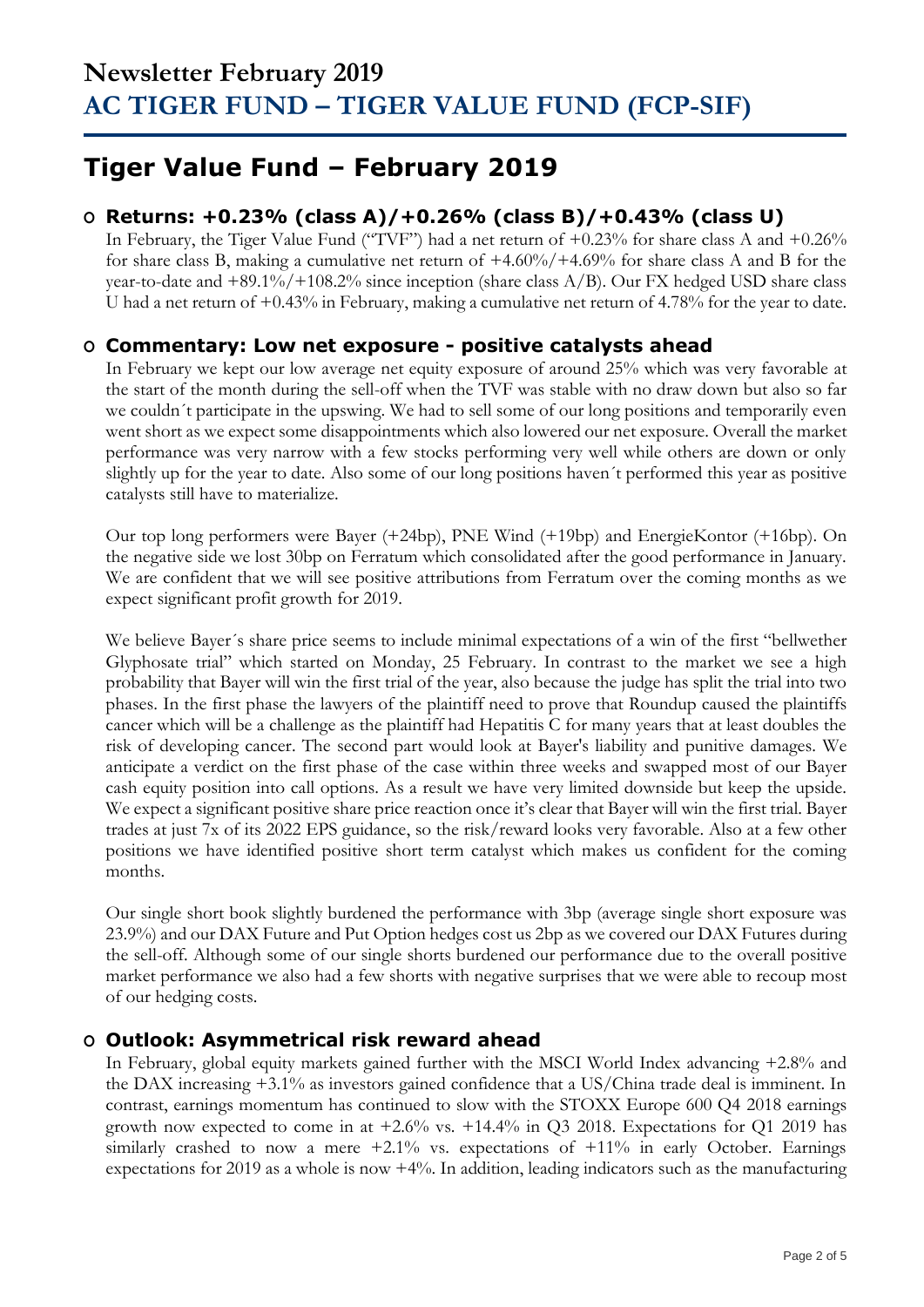# Newsletter February 2019
# AC TIGER FUND – TIGER VALUE FUND (FCP-SIF)

## Tiger Value Fund – February 2019

### Returns: +0.23% (class A)/+0.26% (class B)/+0.43% (class U)

In February, the Tiger Value Fund ("TVF") had a net return of +0.23% for share class A and +0.26% for share class B, making a cumulative net return of +4.60%/+4.69% for share class A and B for the year-to-date and +89.1%/+108.2% since inception (share class A/B). Our FX hedged USD share class U had a net return of +0.43% in February, making a cumulative net return of 4.78% for the year to date.

### Commentary: Low net exposure - positive catalysts ahead

In February we kept our low average net equity exposure of around 25% which was very favorable at the start of the month during the sell-off when the TVF was stable with no draw down but also so far we couldn´t participate in the upswing. We had to sell some of our long positions and temporarily even went short as we expect some disappointments which also lowered our net exposure. Overall the market performance was very narrow with a few stocks performing very well while others are down or only slightly up for the year to date. Also some of our long positions haven´t performed this year as positive catalysts still have to materialize.

Our top long performers were Bayer (+24bp), PNE Wind (+19bp) and EnergieKontor (+16bp). On the negative side we lost 30bp on Ferratum which consolidated after the good performance in January. We are confident that we will see positive attributions from Ferratum over the coming months as we expect significant profit growth for 2019.

We believe Bayer´s share price seems to include minimal expectations of a win of the first "bellwether Glyphosate trial" which started on Monday, 25 February. In contrast to the market we see a high probability that Bayer will win the first trial of the year, also because the judge has split the trial into two phases. In the first phase the lawyers of the plaintiff need to prove that Roundup caused the plaintiffs cancer which will be a challenge as the plaintiff had Hepatitis C for many years that at least doubles the risk of developing cancer. The second part would look at Bayer's liability and punitive damages. We anticipate a verdict on the first phase of the case within three weeks and swapped most of our Bayer cash equity position into call options. As a result we have very limited downside but keep the upside. We expect a significant positive share price reaction once it's clear that Bayer will win the first trial. Bayer trades at just 7x of its 2022 EPS guidance, so the risk/reward looks very favorable. Also at a few other positions we have identified positive short term catalyst which makes us confident for the coming months.

Our single short book slightly burdened the performance with 3bp (average single short exposure was 23.9%) and our DAX Future and Put Option hedges cost us 2bp as we covered our DAX Futures during the sell-off. Although some of our single shorts burdened our performance due to the overall positive market performance we also had a few shorts with negative surprises that we were able to recoup most of our hedging costs.

### Outlook: Asymmetrical risk reward ahead

In February, global equity markets gained further with the MSCI World Index advancing +2.8% and the DAX increasing +3.1% as investors gained confidence that a US/China trade deal is imminent. In contrast, earnings momentum has continued to slow with the STOXX Europe 600 Q4 2018 earnings growth now expected to come in at +2.6% vs. +14.4% in Q3 2018. Expectations for Q1 2019 has similarly crashed to now a mere +2.1% vs. expectations of +11% in early October. Earnings expectations for 2019 as a whole is now +4%. In addition, leading indicators such as the manufacturing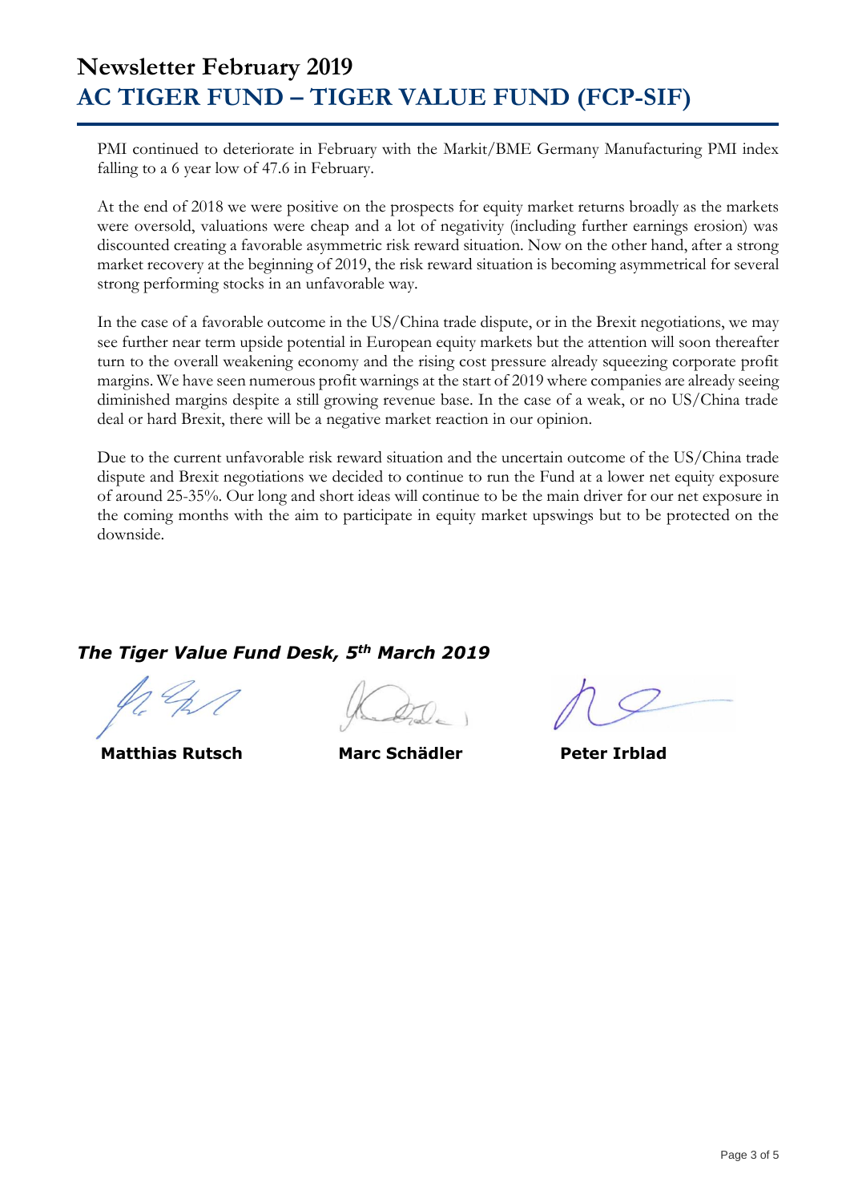# Newsletter February 2019
## AC TIGER FUND – TIGER VALUE FUND (FCP-SIF)

PMI continued to deteriorate in February with the Markit/BME Germany Manufacturing PMI index falling to a 6 year low of 47.6 in February.

At the end of 2018 we were positive on the prospects for equity market returns broadly as the markets were oversold, valuations were cheap and a lot of negativity (including further earnings erosion) was discounted creating a favorable asymmetric risk reward situation. Now on the other hand, after a strong market recovery at the beginning of 2019, the risk reward situation is becoming asymmetrical for several strong performing stocks in an unfavorable way.

In the case of a favorable outcome in the US/China trade dispute, or in the Brexit negotiations, we may see further near term upside potential in European equity markets but the attention will soon thereafter turn to the overall weakening economy and the rising cost pressure already squeezing corporate profit margins. We have seen numerous profit warnings at the start of 2019 where companies are already seeing diminished margins despite a still growing revenue base. In the case of a weak, or no US/China trade deal or hard Brexit, there will be a negative market reaction in our opinion.

Due to the current unfavorable risk reward situation and the uncertain outcome of the US/China trade dispute and Brexit negotiations we decided to continue to run the Fund at a lower net equity exposure of around 25-35%. Our long and short ideas will continue to be the main driver for our net exposure in the coming months with the aim to participate in equity market upswings but to be protected on the downside.

***The Tiger Value Fund Desk, 5th March 2019***

**Matthias Rutsch** **Marc Schädler** **Peter Irblad**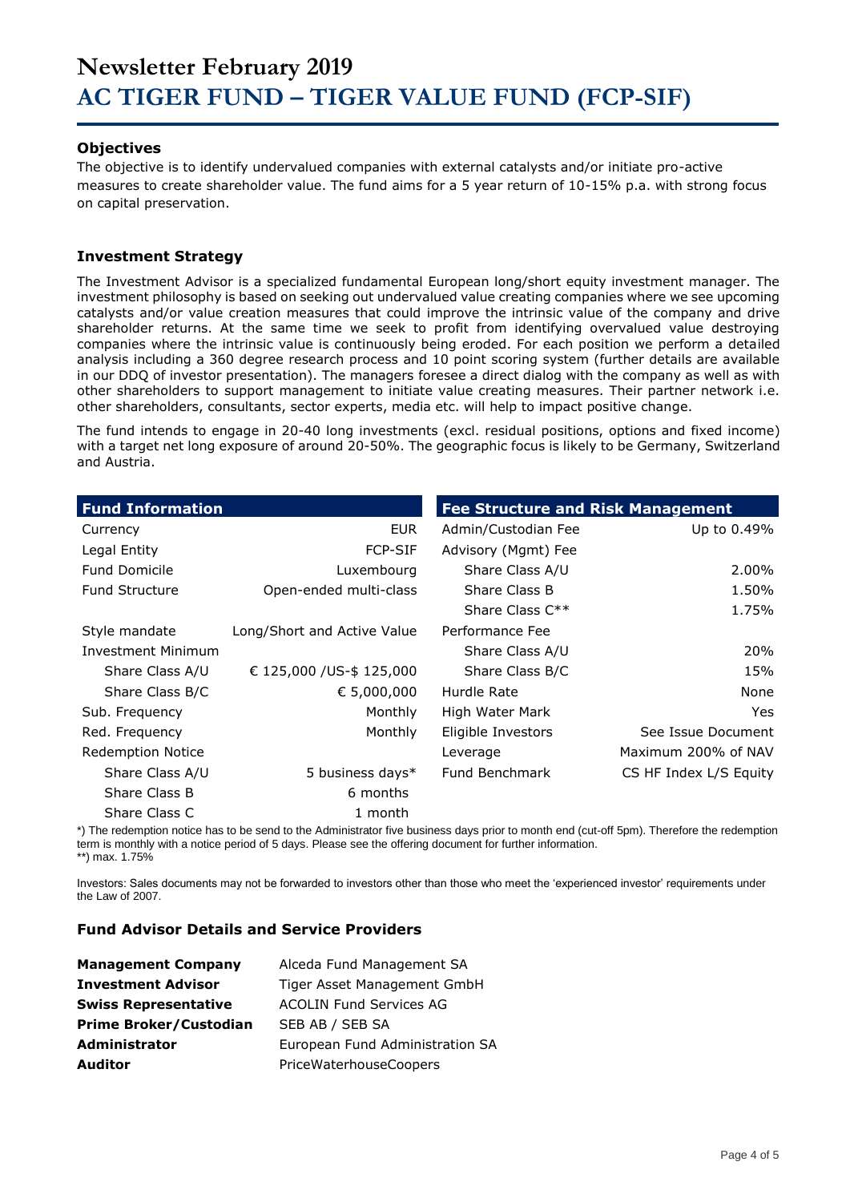# Newsletter February 2019
# AC TIGER FUND – TIGER VALUE FUND (FCP-SIF)

### Objectives

The objective is to identify undervalued companies with external catalysts and/or initiate pro-active measures to create shareholder value. The fund aims for a 5 year return of 10-15% p.a. with strong focus on capital preservation.

### Investment Strategy

The Investment Advisor is a specialized fundamental European long/short equity investment manager. The investment philosophy is based on seeking out undervalued value creating companies where we see upcoming catalysts and/or value creation measures that could improve the intrinsic value of the company and drive shareholder returns. At the same time we seek to profit from identifying overvalued value destroying companies where the intrinsic value is continuously being eroded. For each position we perform a detailed analysis including a 360 degree research process and 10 point scoring system (further details are available in our DDQ of investor presentation). The managers foresee a direct dialog with the company as well as with other shareholders to support management to initiate value creating measures. Their partner network i.e. other shareholders, consultants, sector experts, media etc. will help to impact positive change.

The fund intends to engage in 20-40 long investments (excl. residual positions, options and fixed income) with a target net long exposure of around 20-50%. The geographic focus is likely to be Germany, Switzerland and Austria.

| Fund Information | |
|---|---|
| Currency | EUR |
| Legal Entity | FCP-SIF |
| Fund Domicile | Luxembourg |
| Fund Structure | Open-ended multi-class |
| Style mandate | Long/Short and Active Value |
| Investment Minimum | |
| Share Class A/U | € 125,000 /US-$ 125,000 |
| Share Class B/C | € 5,000,000 |
| Sub. Frequency | Monthly |
| Red. Frequency | Monthly |
| Redemption Notice | |
| Share Class A/U | 5 business days* |
| Share Class B | 6 months |
| Share Class C | 1 month |

| Fee Structure and Risk Management | |
|---|---|
| Admin/Custodian Fee | Up to 0.49% |
| Advisory (Mgmt) Fee | |
| Share Class A/U | 2.00% |
| Share Class B | 1.50% |
| Share Class C** | 1.75% |
| Performance Fee | |
| Share Class A/U | 20% |
| Share Class B/C | 15% |
| Hurdle Rate | None |
| High Water Mark | Yes |
| Eligible Investors | See Issue Document |
| Leverage | Maximum 200% of NAV |
| Fund Benchmark | CS HF Index L/S Equity |

*) The redemption notice has to be send to the Administrator five business days prior to month end (cut-off 5pm). Therefore the redemption term is monthly with a notice period of 5 days. Please see the offering document for further information.
**) max. 1.75%

Investors: Sales documents may not be forwarded to investors other than those who meet the 'experienced investor' requirements under the Law of 2007.

### Fund Advisor Details and Service Providers

| | |
|---|---|
| **Management Company** | Alceda Fund Management SA |
| **Investment Advisor** | Tiger Asset Management GmbH |
| **Swiss Representative** | ACOLIN Fund Services AG |
| **Prime Broker/Custodian** | SEB AB / SEB SA |
| **Administrator** | European Fund Administration SA |
| **Auditor** | PriceWaterhouseCoopers |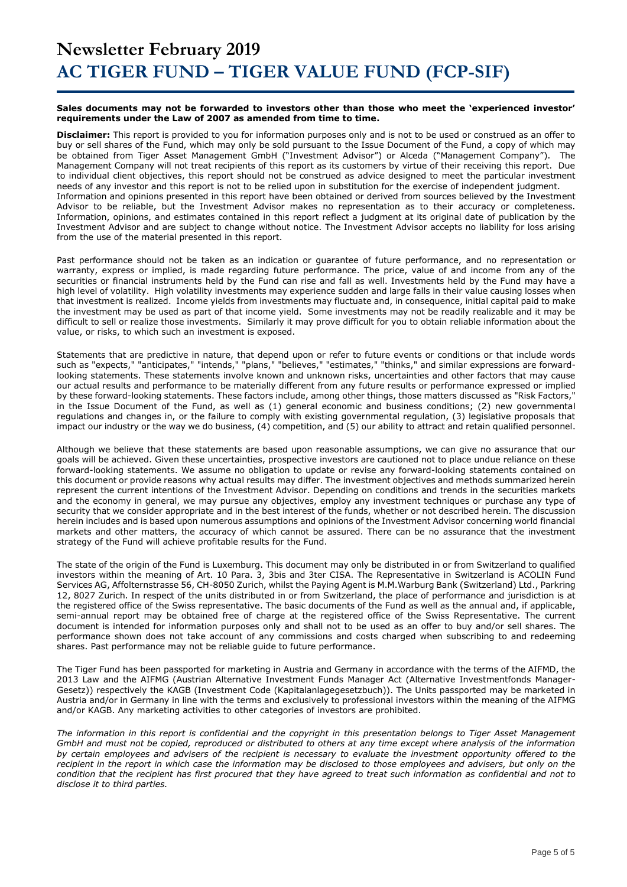# Newsletter February 2019

# AC TIGER FUND – TIGER VALUE FUND (FCP-SIF)

**Sales documents may not be forwarded to investors other than those who meet the 'experienced investor' requirements under the Law of 2007 as amended from time to time.**

**Disclaimer:** This report is provided to you for information purposes only and is not to be used or construed as an offer to buy or sell shares of the Fund, which may only be sold pursuant to the Issue Document of the Fund, a copy of which may be obtained from Tiger Asset Management GmbH ("Investment Advisor") or Alceda ("Management Company"). The Management Company will not treat recipients of this report as its customers by virtue of their receiving this report. Due to individual client objectives, this report should not be construed as advice designed to meet the particular investment needs of any investor and this report is not to be relied upon in substitution for the exercise of independent judgment. Information and opinions presented in this report have been obtained or derived from sources believed by the Investment Advisor to be reliable, but the Investment Advisor makes no representation as to their accuracy or completeness. Information, opinions, and estimates contained in this report reflect a judgment at its original date of publication by the Investment Advisor and are subject to change without notice. The Investment Advisor accepts no liability for loss arising from the use of the material presented in this report.

Past performance should not be taken as an indication or guarantee of future performance, and no representation or warranty, express or implied, is made regarding future performance. The price, value of and income from any of the securities or financial instruments held by the Fund can rise and fall as well. Investments held by the Fund may have a high level of volatility. High volatility investments may experience sudden and large falls in their value causing losses when that investment is realized. Income yields from investments may fluctuate and, in consequence, initial capital paid to make the investment may be used as part of that income yield. Some investments may not be readily realizable and it may be difficult to sell or realize those investments. Similarly it may prove difficult for you to obtain reliable information about the value, or risks, to which such an investment is exposed.

Statements that are predictive in nature, that depend upon or refer to future events or conditions or that include words such as "expects," "anticipates," "intends," "plans," "believes," "estimates," "thinks," and similar expressions are forward-looking statements. These statements involve known and unknown risks, uncertainties and other factors that may cause our actual results and performance to be materially different from any future results or performance expressed or implied by these forward-looking statements. These factors include, among other things, those matters discussed as "Risk Factors," in the Issue Document of the Fund, as well as (1) general economic and business conditions; (2) new governmental regulations and changes in, or the failure to comply with existing governmental regulation, (3) legislative proposals that impact our industry or the way we do business, (4) competition, and (5) our ability to attract and retain qualified personnel.

Although we believe that these statements are based upon reasonable assumptions, we can give no assurance that our goals will be achieved. Given these uncertainties, prospective investors are cautioned not to place undue reliance on these forward-looking statements. We assume no obligation to update or revise any forward-looking statements contained on this document or provide reasons why actual results may differ. The investment objectives and methods summarized herein represent the current intentions of the Investment Advisor. Depending on conditions and trends in the securities markets and the economy in general, we may pursue any objectives, employ any investment techniques or purchase any type of security that we consider appropriate and in the best interest of the funds, whether or not described herein. The discussion herein includes and is based upon numerous assumptions and opinions of the Investment Advisor concerning world financial markets and other matters, the accuracy of which cannot be assured. There can be no assurance that the investment strategy of the Fund will achieve profitable results for the Fund.

The state of the origin of the Fund is Luxemburg. This document may only be distributed in or from Switzerland to qualified investors within the meaning of Art. 10 Para. 3, 3bis and 3ter CISA. The Representative in Switzerland is ACOLIN Fund Services AG, Affolternstrasse 56, CH-8050 Zurich, whilst the Paying Agent is M.M.Warburg Bank (Switzerland) Ltd., Parkring 12, 8027 Zurich. In respect of the units distributed in or from Switzerland, the place of performance and jurisdiction is at the registered office of the Swiss representative. The basic documents of the Fund as well as the annual and, if applicable, semi-annual report may be obtained free of charge at the registered office of the Swiss Representative. The current document is intended for information purposes only and shall not to be used as an offer to buy and/or sell shares. The performance shown does not take account of any commissions and costs charged when subscribing to and redeeming shares. Past performance may not be reliable guide to future performance.

The Tiger Fund has been passported for marketing in Austria and Germany in accordance with the terms of the AIFMD, the 2013 Law and the AIFMG (Austrian Alternative Investment Funds Manager Act (Alternative Investmentfonds Manager-Gesetz)) respectively the KAGB (Investment Code (Kapitalanlagegesetzbuch)). The Units passported may be marketed in Austria and/or in Germany in line with the terms and exclusively to professional investors within the meaning of the AIFMG and/or KAGB. Any marketing activities to other categories of investors are prohibited.

*The information in this report is confidential and the copyright in this presentation belongs to Tiger Asset Management GmbH and must not be copied, reproduced or distributed to others at any time except where analysis of the information by certain employees and advisers of the recipient is necessary to evaluate the investment opportunity offered to the recipient in the report in which case the information may be disclosed to those employees and advisers, but only on the condition that the recipient has first procured that they have agreed to treat such information as confidential and not to disclose it to third parties.*